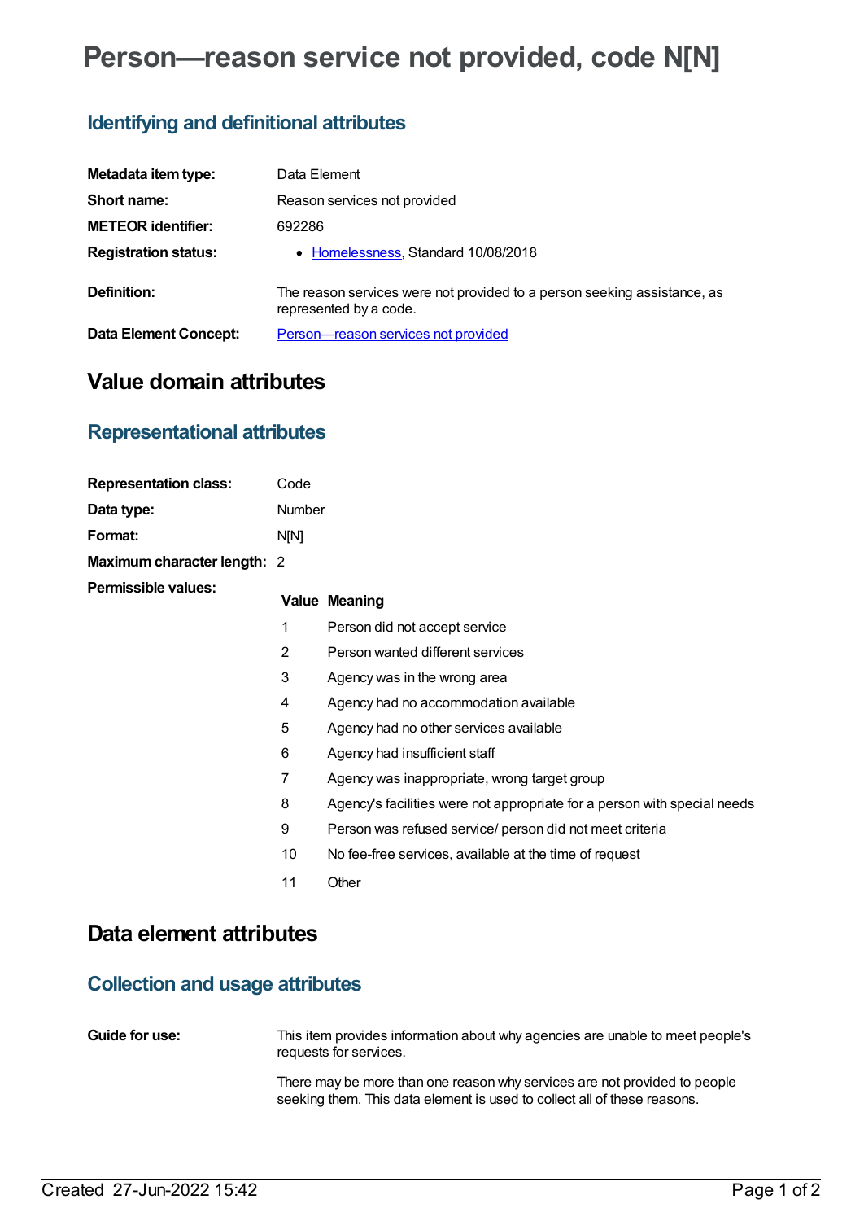# Person—reason service not provided, code N[N]

## Identifying and definitional attributes

| | |
|---|---|
| **Metadata item type:** | Data Element |
| **Short name:** | Reason services not provided |
| **METEOR identifier:** | 692286 |
| **Registration status:** | • Homelessness, Standard 10/08/2018 |
| **Definition:** | The reason services were not provided to a person seeking assistance, as represented by a code. |
| **Data Element Concept:** | Person—reason services not provided |

# Value domain attributes

## Representational attributes

| | |
|---|---|
| **Representation class:** | Code |
| **Data type:** | Number |
| **Format:** | N[N] |
| **Maximum character length:** | 2 |

**Permissible values:**

| Value | Meaning |
|---|---|
| 1 | Person did not accept service |
| 2 | Person wanted different services |
| 3 | Agency was in the wrong area |
| 4 | Agency had no accommodation available |
| 5 | Agency had no other services available |
| 6 | Agency had insufficient staff |
| 7 | Agency was inappropriate, wrong target group |
| 8 | Agency's facilities were not appropriate for a person with special needs |
| 9 | Person was refused service/ person did not meet criteria |
| 10 | No fee-free services, available at the time of request |
| 11 | Other |

# Data element attributes

## Collection and usage attributes

**Guide for use:**

This item provides information about why agencies are unable to meet people's requests for services.

There may be more than one reason why services are not provided to people seeking them. This data element is used to collect all of these reasons.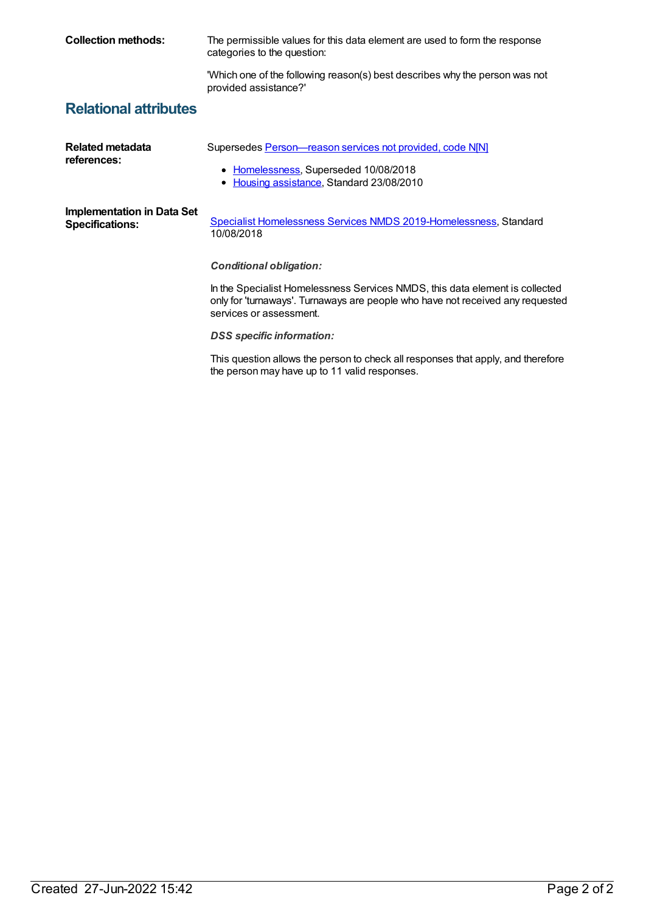**Collection methods:** The permissible values for this data element are used to form the response categories to the question:

'Which one of the following reason(s) best describes why the person was not provided assistance?'

## Relational attributes

**Related metadata references:**

Supersedes Person—reason services not provided, code N[N]

- Homelessness, Superseded 10/08/2018
- Housing assistance, Standard 23/08/2010

**Implementation in Data Set Specifications:**

Specialist Homelessness Services NMDS 2019-Homelessness, Standard 10/08/2018

***Conditional obligation:***

In the Specialist Homelessness Services NMDS, this data element is collected only for 'turnaways'. Turnaways are people who have not received any requested services or assessment.

***DSS specific information:***

This question allows the person to check all responses that apply, and therefore the person may have up to 11 valid responses.